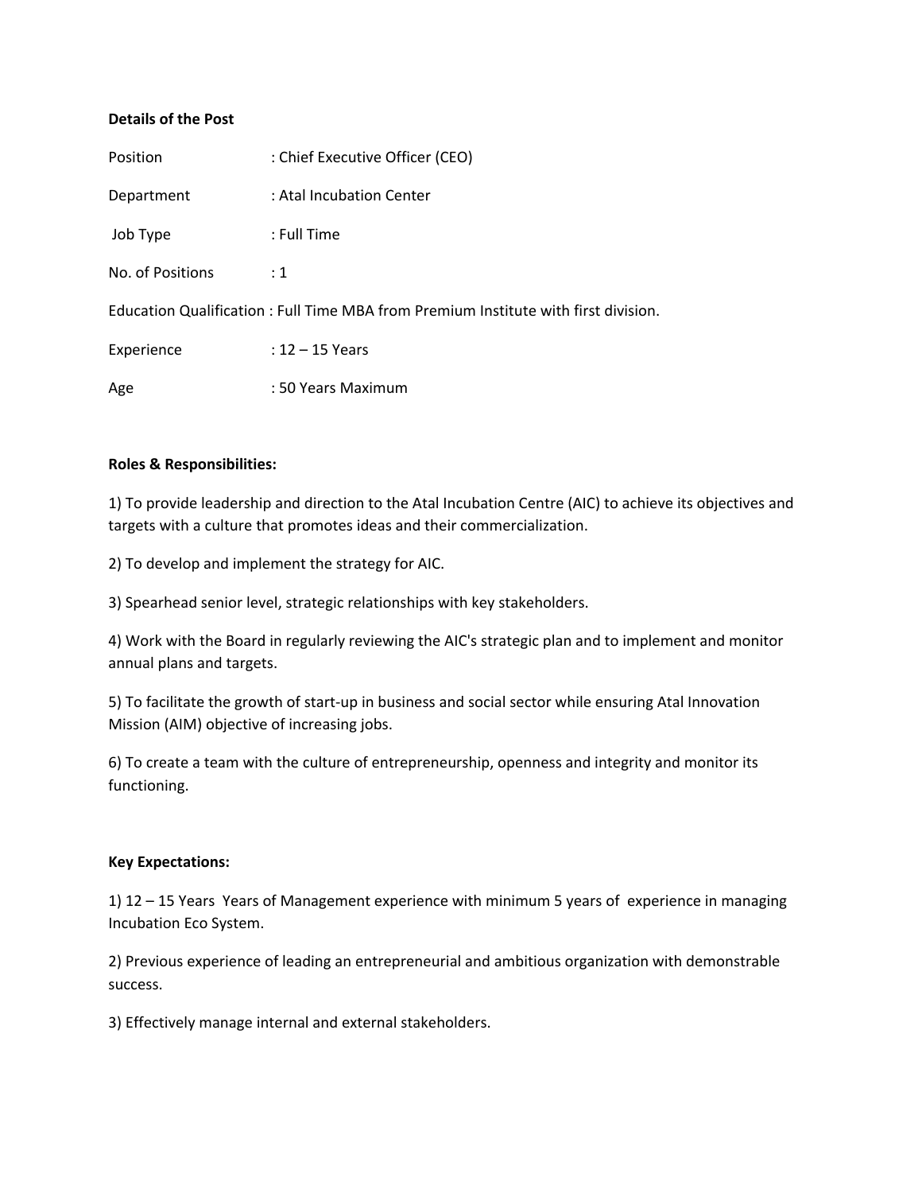**Details of the Post**

Position : Chief Executive Officer (CEO)

Department : Atal Incubation Center

Job Type : Full Time

No. of Positions : 1

Education Qualification : Full Time MBA from Premium Institute with first division.

Experience : 12 – 15 Years

Age : 50 Years Maximum

**Roles & Responsibilities:**

1) To provide leadership and direction to the Atal Incubation Centre (AIC) to achieve its objectives and targets with a culture that promotes ideas and their commercialization.

2) To develop and implement the strategy for AIC.

3) Spearhead senior level, strategic relationships with key stakeholders.

4) Work with the Board in regularly reviewing the AIC's strategic plan and to implement and monitor annual plans and targets.

5) To facilitate the growth of start-up in business and social sector while ensuring Atal Innovation Mission (AIM) objective of increasing jobs.

6) To create a team with the culture of entrepreneurship, openness and integrity and monitor its functioning.

**Key Expectations:**

1) 12 – 15 Years Years of Management experience with minimum 5 years of experience in managing Incubation Eco System.

2) Previous experience of leading an entrepreneurial and ambitious organization with demonstrable success.

3) Effectively manage internal and external stakeholders.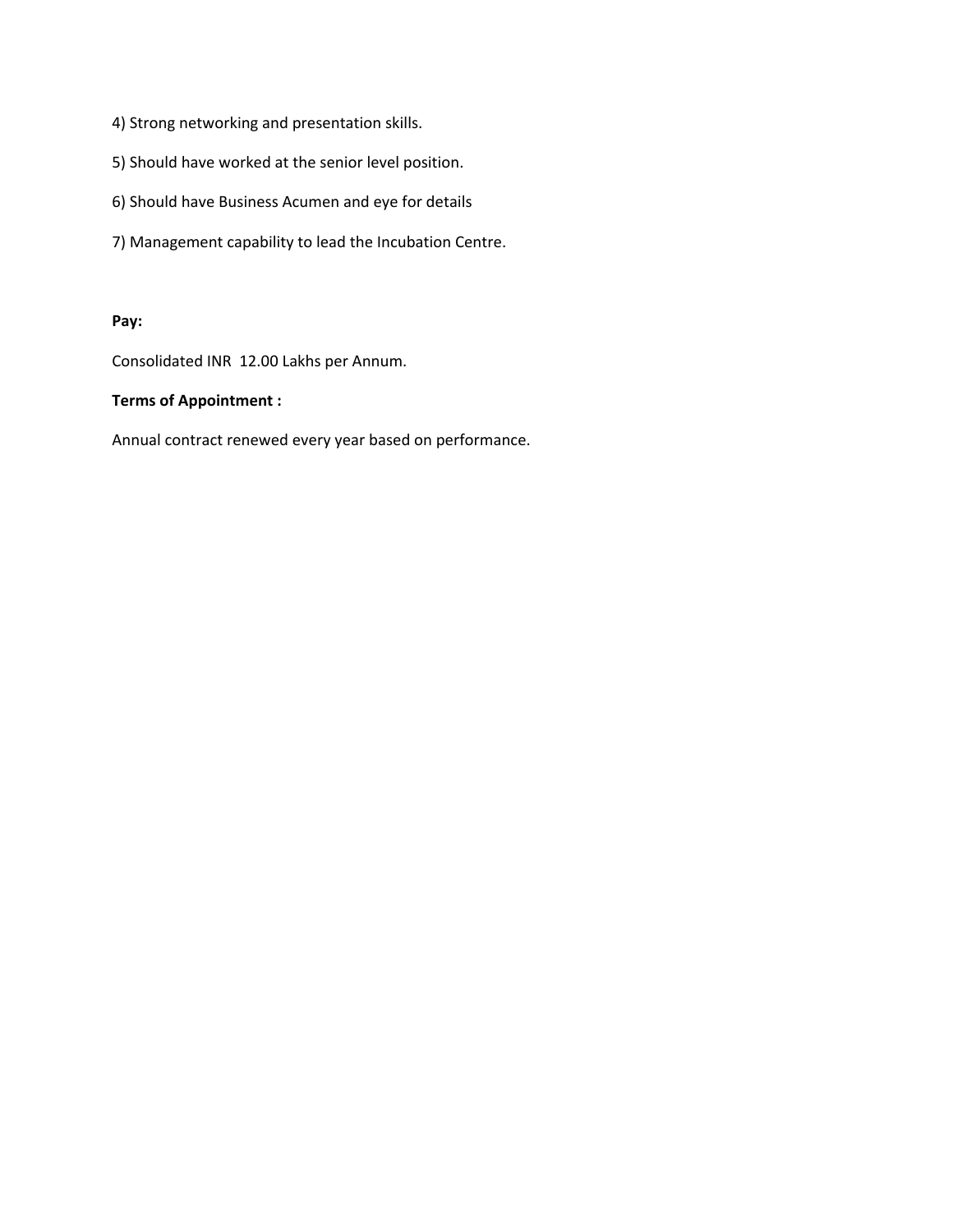4) Strong networking and presentation skills.

5) Should have worked at the senior level position.

6) Should have Business Acumen and eye for details

7) Management capability to lead the Incubation Centre.

**Pay:**

Consolidated INR 12.00 Lakhs per Annum.

**Terms of Appointment :**

Annual contract renewed every year based on performance.